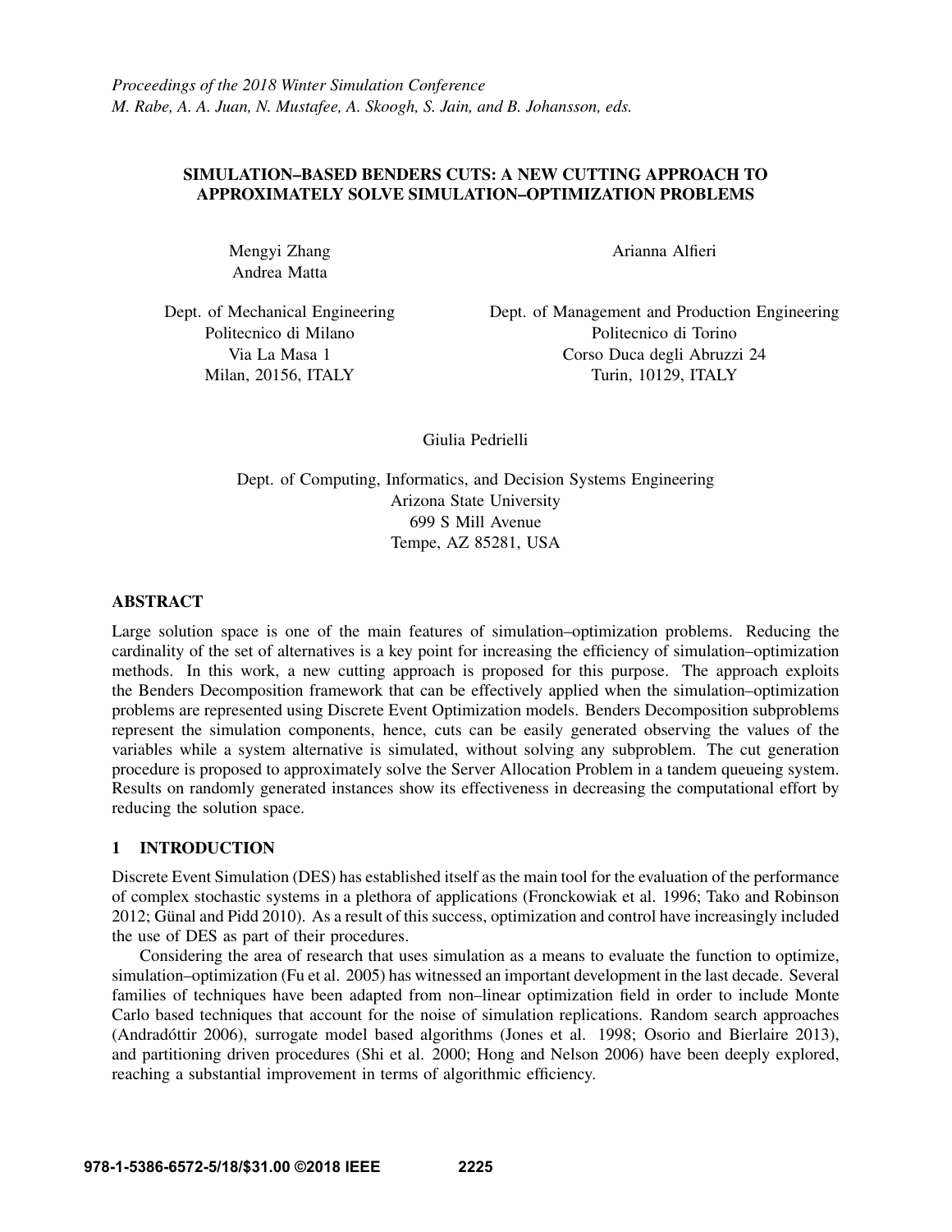*Proceedings of the 2018 Winter Simulation Conference*
*M. Rabe, A. A. Juan, N. Mustafee, A. Skoogh, S. Jain, and B. Johansson, eds.*

# SIMULATION–BASED BENDERS CUTS: A NEW CUTTING APPROACH TO APPROXIMATELY SOLVE SIMULATION–OPTIMIZATION PROBLEMS

Mengyi Zhang
Andrea Matta

Dept. of Mechanical Engineering
Politecnico di Milano
Via La Masa 1
Milan, 20156, ITALY

Arianna Alfieri

Dept. of Management and Production Engineering
Politecnico di Torino
Corso Duca degli Abruzzi 24
Turin, 10129, ITALY

Giulia Pedrielli

Dept. of Computing, Informatics, and Decision Systems Engineering
Arizona State University
699 S Mill Avenue
Tempe, AZ 85281, USA

## ABSTRACT

Large solution space is one of the main features of simulation–optimization problems. Reducing the cardinality of the set of alternatives is a key point for increasing the efficiency of simulation–optimization methods. In this work, a new cutting approach is proposed for this purpose. The approach exploits the Benders Decomposition framework that can be effectively applied when the simulation–optimization problems are represented using Discrete Event Optimization models. Benders Decomposition subproblems represent the simulation components, hence, cuts can be easily generated observing the values of the variables while a system alternative is simulated, without solving any subproblem. The cut generation procedure is proposed to approximately solve the Server Allocation Problem in a tandem queueing system. Results on randomly generated instances show its effectiveness in decreasing the computational effort by reducing the solution space.

## 1 INTRODUCTION

Discrete Event Simulation (DES) has established itself as the main tool for the evaluation of the performance of complex stochastic systems in a plethora of applications (Fronckowiak et al. 1996; Tako and Robinson 2012; Günal and Pidd 2010). As a result of this success, optimization and control have increasingly included the use of DES as part of their procedures.

Considering the area of research that uses simulation as a means to evaluate the function to optimize, simulation–optimization (Fu et al. 2005) has witnessed an important development in the last decade. Several families of techniques have been adapted from non–linear optimization field in order to include Monte Carlo based techniques that account for the noise of simulation replications. Random search approaches (Andradóttir 2006), surrogate model based algorithms (Jones et al. 1998; Osorio and Bierlaire 2013), and partitioning driven procedures (Shi et al. 2000; Hong and Nelson 2006) have been deeply explored, reaching a substantial improvement in terms of algorithmic efficiency.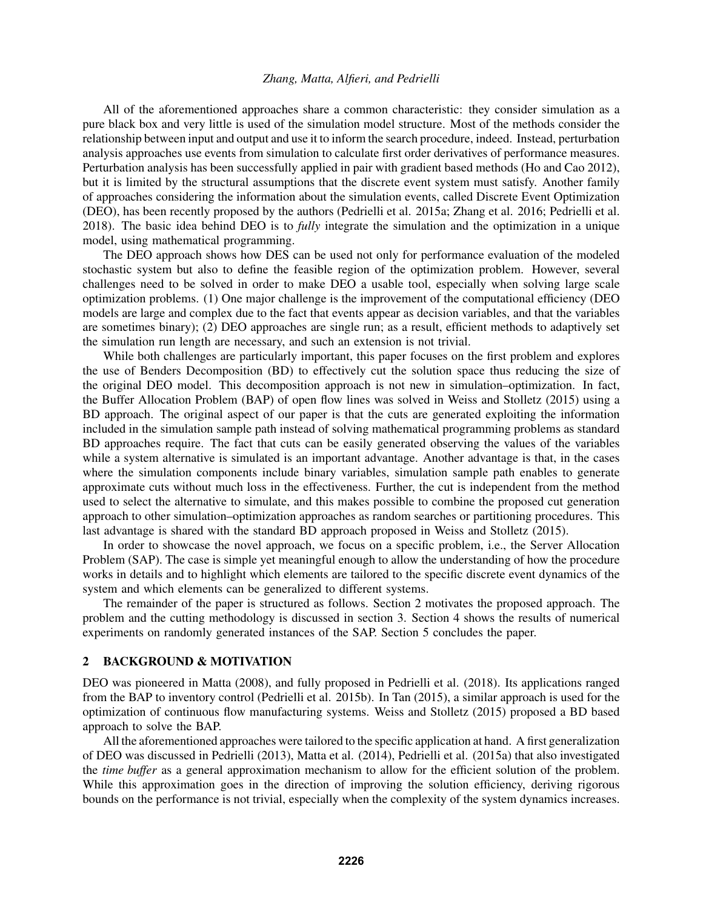All of the aforementioned approaches share a common characteristic: they consider simulation as a pure black box and very little is used of the simulation model structure. Most of the methods consider the relationship between input and output and use it to inform the search procedure, indeed. Instead, perturbation analysis approaches use events from simulation to calculate first order derivatives of performance measures. Perturbation analysis has been successfully applied in pair with gradient based methods (Ho and Cao 2012), but it is limited by the structural assumptions that the discrete event system must satisfy. Another family of approaches considering the information about the simulation events, called Discrete Event Optimization (DEO), has been recently proposed by the authors (Pedrielli et al. 2015a; Zhang et al. 2016; Pedrielli et al. 2018). The basic idea behind DEO is to *fully* integrate the simulation and the optimization in a unique model, using mathematical programming.

The DEO approach shows how DES can be used not only for performance evaluation of the modeled stochastic system but also to define the feasible region of the optimization problem. However, several challenges need to be solved in order to make DEO a usable tool, especially when solving large scale optimization problems. (1) One major challenge is the improvement of the computational efficiency (DEO models are large and complex due to the fact that events appear as decision variables, and that the variables are sometimes binary); (2) DEO approaches are single run; as a result, efficient methods to adaptively set the simulation run length are necessary, and such an extension is not trivial.

While both challenges are particularly important, this paper focuses on the first problem and explores the use of Benders Decomposition (BD) to effectively cut the solution space thus reducing the size of the original DEO model. This decomposition approach is not new in simulation–optimization. In fact, the Buffer Allocation Problem (BAP) of open flow lines was solved in Weiss and Stolletz (2015) using a BD approach. The original aspect of our paper is that the cuts are generated exploiting the information included in the simulation sample path instead of solving mathematical programming problems as standard BD approaches require. The fact that cuts can be easily generated observing the values of the variables while a system alternative is simulated is an important advantage. Another advantage is that, in the cases where the simulation components include binary variables, simulation sample path enables to generate approximate cuts without much loss in the effectiveness. Further, the cut is independent from the method used to select the alternative to simulate, and this makes possible to combine the proposed cut generation approach to other simulation–optimization approaches as random searches or partitioning procedures. This last advantage is shared with the standard BD approach proposed in Weiss and Stolletz (2015).

In order to showcase the novel approach, we focus on a specific problem, i.e., the Server Allocation Problem (SAP). The case is simple yet meaningful enough to allow the understanding of how the procedure works in details and to highlight which elements are tailored to the specific discrete event dynamics of the system and which elements can be generalized to different systems.

The remainder of the paper is structured as follows. Section 2 motivates the proposed approach. The problem and the cutting methodology is discussed in section 3. Section 4 shows the results of numerical experiments on randomly generated instances of the SAP. Section 5 concludes the paper.

## 2 BACKGROUND & MOTIVATION

DEO was pioneered in Matta (2008), and fully proposed in Pedrielli et al. (2018). Its applications ranged from the BAP to inventory control (Pedrielli et al. 2015b). In Tan (2015), a similar approach is used for the optimization of continuous flow manufacturing systems. Weiss and Stolletz (2015) proposed a BD based approach to solve the BAP.

All the aforementioned approaches were tailored to the specific application at hand. A first generalization of DEO was discussed in Pedrielli (2013), Matta et al. (2014), Pedrielli et al. (2015a) that also investigated the *time buffer* as a general approximation mechanism to allow for the efficient solution of the problem. While this approximation goes in the direction of improving the solution efficiency, deriving rigorous bounds on the performance is not trivial, especially when the complexity of the system dynamics increases.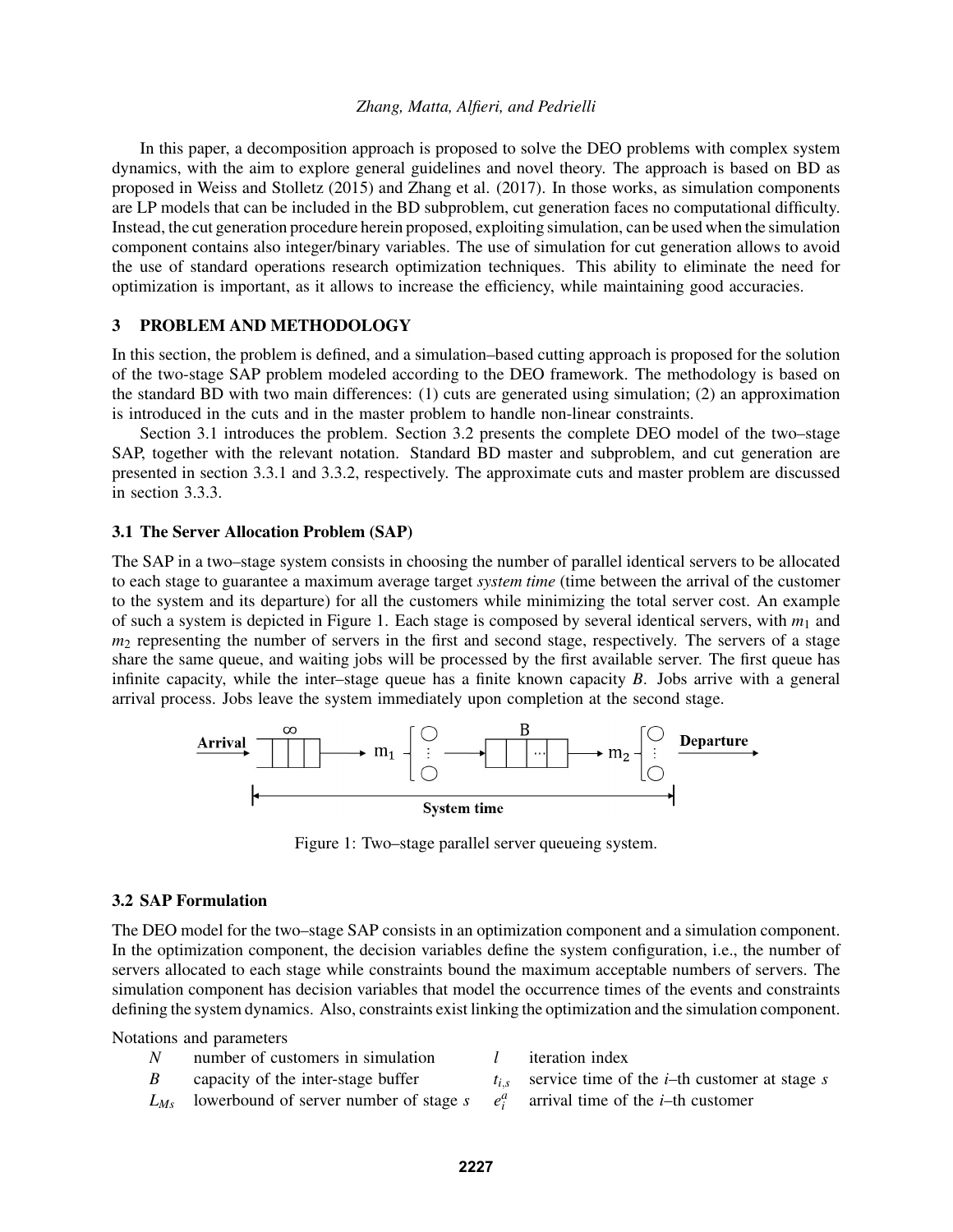In this paper, a decomposition approach is proposed to solve the DEO problems with complex system dynamics, with the aim to explore general guidelines and novel theory. The approach is based on BD as proposed in Weiss and Stolletz (2015) and Zhang et al. (2017). In those works, as simulation components are LP models that can be included in the BD subproblem, cut generation faces no computational difficulty. Instead, the cut generation procedure herein proposed, exploiting simulation, can be used when the simulation component contains also integer/binary variables. The use of simulation for cut generation allows to avoid the use of standard operations research optimization techniques. This ability to eliminate the need for optimization is important, as it allows to increase the efficiency, while maintaining good accuracies.

## 3 PROBLEM AND METHODOLOGY

In this section, the problem is defined, and a simulation–based cutting approach is proposed for the solution of the two-stage SAP problem modeled according to the DEO framework. The methodology is based on the standard BD with two main differences: (1) cuts are generated using simulation; (2) an approximation is introduced in the cuts and in the master problem to handle non-linear constraints.

Section 3.1 introduces the problem. Section 3.2 presents the complete DEO model of the two–stage SAP, together with the relevant notation. Standard BD master and subproblem, and cut generation are presented in section 3.3.1 and 3.3.2, respectively. The approximate cuts and master problem are discussed in section 3.3.3.

### 3.1 The Server Allocation Problem (SAP)

The SAP in a two–stage system consists in choosing the number of parallel identical servers to be allocated to each stage to guarantee a maximum average target *system time* (time between the arrival of the customer to the system and its departure) for all the customers while minimizing the total server cost. An example of such a system is depicted in Figure 1. Each stage is composed by several identical servers, with $m_1$ and $m_2$ representing the number of servers in the first and second stage, respectively. The servers of a stage share the same queue, and waiting jobs will be processed by the first available server. The first queue has infinite capacity, while the inter–stage queue has a finite known capacity $B$. Jobs arrive with a general arrival process. Jobs leave the system immediately upon completion at the second stage.

Arrival
∞
$m_1$
B
$m_2$
Departure
System time

Figure 1: Two–stage parallel server queueing system.

### 3.2 SAP Formulation

The DEO model for the two–stage SAP consists in an optimization component and a simulation component. In the optimization component, the decision variables define the system configuration, i.e., the number of servers allocated to each stage while constraints bound the maximum acceptable numbers of servers. The simulation component has decision variables that model the occurrence times of the events and constraints defining the system dynamics. Also, constraints exist linking the optimization and the simulation component.

Notations and parameters

| | | | |
|---|---|---|---|
| $N$ | number of customers in simulation | $l$ | iteration index |
| $B$ | capacity of the inter-stage buffer | $t_{i,s}$ | service time of the $i$–th customer at stage $s$ |
| $L_{Ms}$ | lowerbound of server number of stage $s$ | $e_i^a$ | arrival time of the $i$–th customer |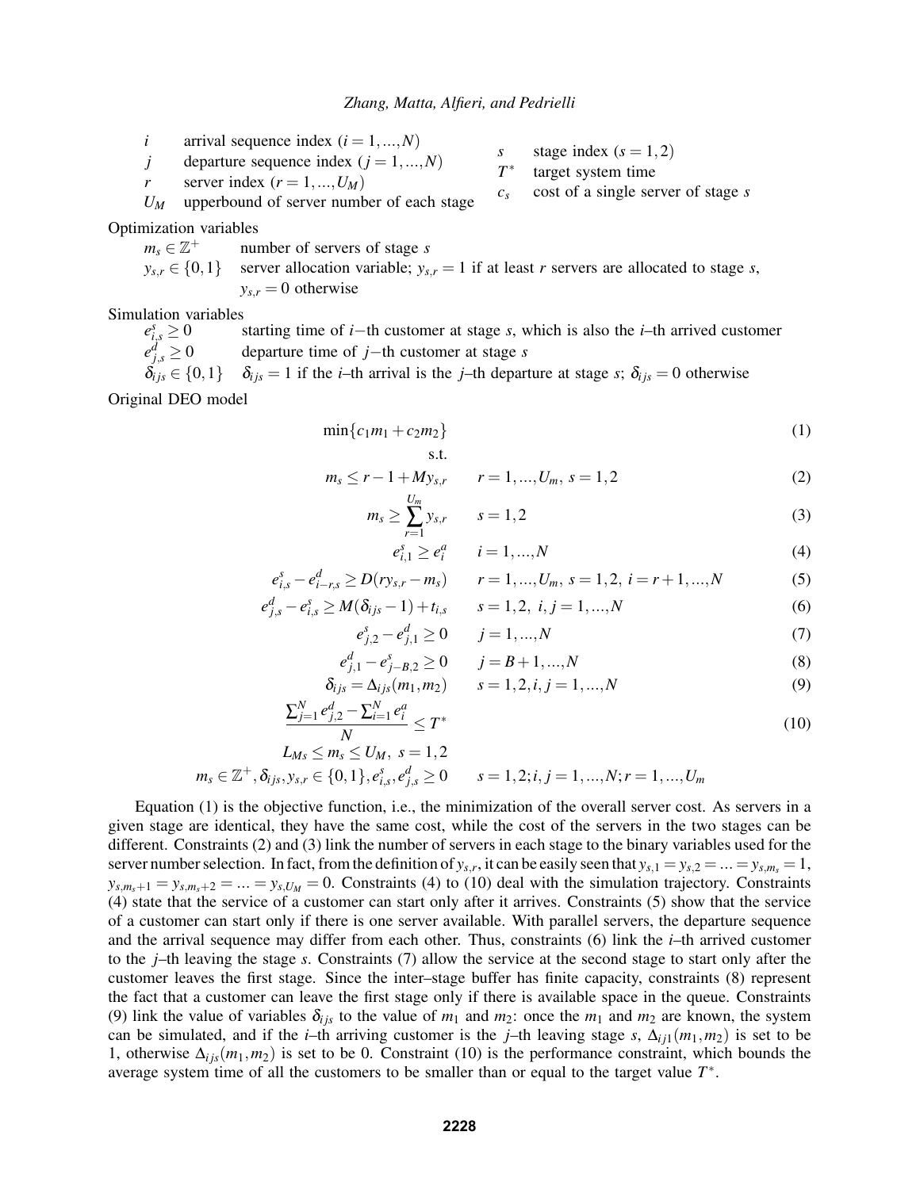| | | | |
|---|---|---|---|
| $i$ | arrival sequence index ($i = 1,...,N$) | $s$ | stage index ($s = 1,2$) |
| $j$ | departure sequence index ($j = 1,...,N$) | $T^*$ | target system time |
| $r$ | server index ($r = 1,...,U_M$) | $c_s$ | cost of a single server of stage $s$ |
| $U_M$ | upperbound of server number of each stage | | |

Optimization variables

| | |
|---|---|
| $m_s \in \mathbb{Z}^+$ | number of servers of stage $s$ |
| $y_{s,r} \in \{0,1\}$ | server allocation variable; $y_{s,r} = 1$ if at least $r$ servers are allocated to stage $s$, $y_{s,r} = 0$ otherwise |

Simulation variables

| | |
|---|---|
| $e^s_{i,s} \geq 0$ | starting time of $i$–th customer at stage $s$, which is also the $i$–th arrived customer |
| $e^d_{j,s} \geq 0$ | departure time of $j$–th customer at stage $s$ |
| $\delta_{ijs} \in \{0,1\}$ | $\delta_{ijs} = 1$ if the $i$–th arrival is the $j$–th departure at stage $s$; $\delta_{ijs} = 0$ otherwise |

Original DEO model

$$\min\{c_1 m_1 + c_2 m_2\} \tag{1}$$

s.t.

$$m_s \leq r - 1 + M y_{s,r} \qquad r = 1,...,U_m,\ s = 1,2 \tag{2}$$

$$m_s \geq \sum_{r=1}^{U_m} y_{s,r} \qquad s = 1,2 \tag{3}$$

$$e^s_{i,1} \geq e^a_i \qquad i = 1,...,N \tag{4}$$

$$e^s_{i,s} - e^d_{i-r,s} \geq D(r y_{s,r} - m_s) \qquad r = 1,...,U_m,\ s = 1,2,\ i = r+1,...,N \tag{5}$$

$$e^d_{j,s} - e^s_{i,s} \geq M(\delta_{ijs} - 1) + t_{i,s} \qquad s = 1,2,\ i,j = 1,...,N \tag{6}$$

$$e^s_{j,2} - e^d_{j,1} \geq 0 \qquad j = 1,...,N \tag{7}$$

$$e^d_{j,1} - e^s_{j-B,2} \geq 0 \qquad j = B+1,...,N \tag{8}$$

$$\delta_{ijs} = \Delta_{ijs}(m_1, m_2) \qquad s = 1,2, i,j = 1,...,N \tag{9}$$

$$\frac{\sum_{j=1}^{N} e^d_{j,2} - \sum_{i=1}^{N} e^a_i}{N} \leq T^* \tag{10}$$

$$L_{Ms} \leq m_s \leq U_M,\ s = 1,2$$

$$m_s \in \mathbb{Z}^+, \delta_{ijs}, y_{s,r} \in \{0,1\}, e^s_{i,s}, e^d_{j,s} \geq 0 \qquad s = 1,2; i,j = 1,...,N; r = 1,...,U_m$$

Equation (1) is the objective function, i.e., the minimization of the overall server cost. As servers in a given stage are identical, they have the same cost, while the cost of the servers in the two stages can be different. Constraints (2) and (3) link the number of servers in each stage to the binary variables used for the server number selection. In fact, from the definition of $y_{s,r}$, it can be easily seen that $y_{s,1} = y_{s,2} = ... = y_{s,m_s} = 1$, $y_{s,m_s+1} = y_{s,m_s+2} = ... = y_{s,U_M} = 0$. Constraints (4) to (10) deal with the simulation trajectory. Constraints (4) state that the service of a customer can start only after it arrives. Constraints (5) show that the service of a customer can start only if there is one server available. With parallel servers, the departure sequence and the arrival sequence may differ from each other. Thus, constraints (6) link the $i$–th arrived customer to the $j$–th leaving the stage $s$. Constraints (7) allow the service at the second stage to start only after the customer leaves the first stage. Since the inter–stage buffer has finite capacity, constraints (8) represent the fact that a customer can leave the first stage only if there is available space in the queue. Constraints (9) link the value of variables $\delta_{ijs}$ to the value of $m_1$ and $m_2$: once the $m_1$ and $m_2$ are known, the system can be simulated, and if the $i$–th arriving customer is the $j$–th leaving stage $s$, $\Delta_{ij1}(m_1, m_2)$ is set to be 1, otherwise $\Delta_{ijs}(m_1, m_2)$ is set to be 0. Constraint (10) is the performance constraint, which bounds the average system time of all the customers to be smaller than or equal to the target value $T^*$.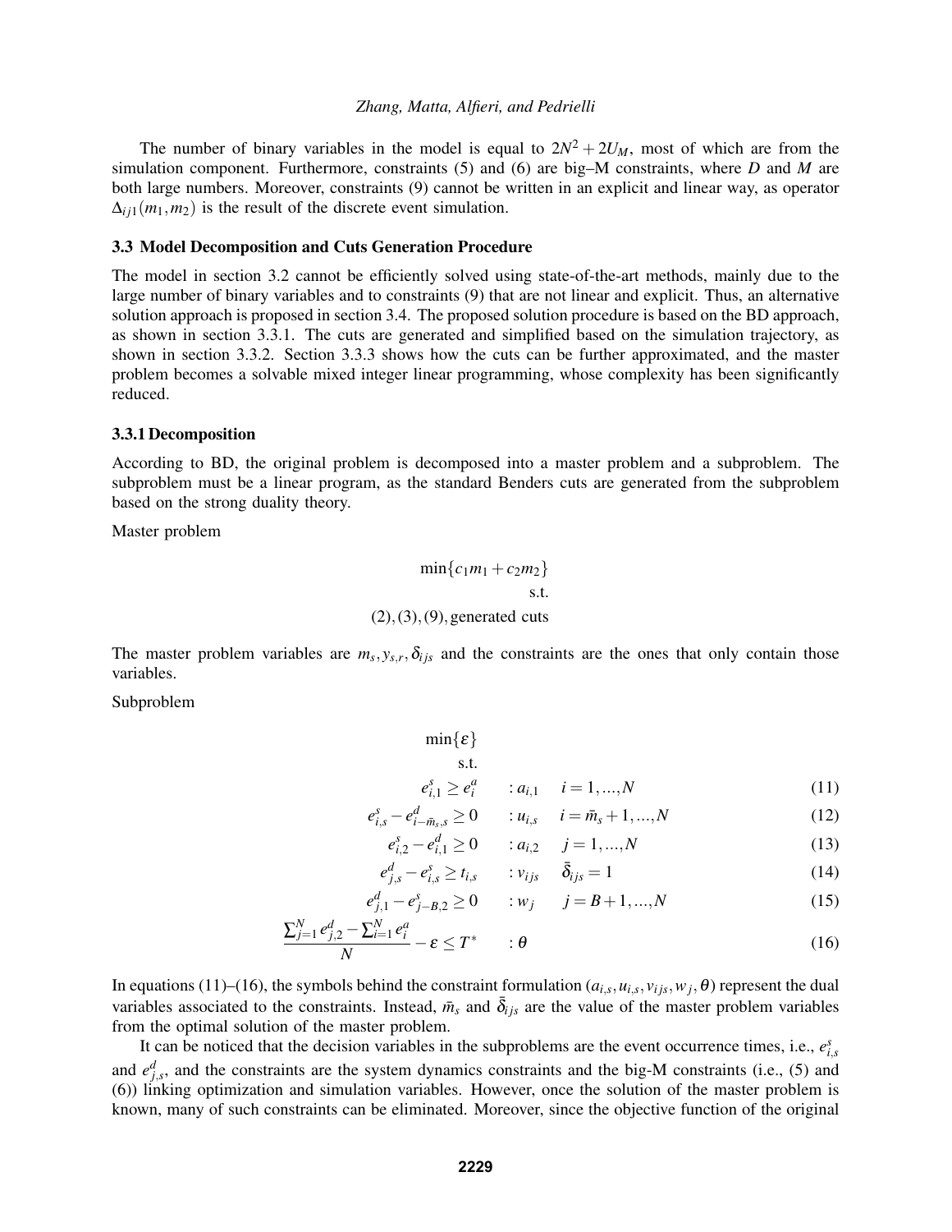The number of binary variables in the model is equal to $2N^2 + 2U_M$, most of which are from the simulation component. Furthermore, constraints (5) and (6) are big–M constraints, where $D$ and $M$ are both large numbers. Moreover, constraints (9) cannot be written in an explicit and linear way, as operator $\Delta_{ij1}(m_1, m_2)$ is the result of the discrete event simulation.

### 3.3 Model Decomposition and Cuts Generation Procedure

The model in section 3.2 cannot be efficiently solved using state-of-the-art methods, mainly due to the large number of binary variables and to constraints (9) that are not linear and explicit. Thus, an alternative solution approach is proposed in section 3.4. The proposed solution procedure is based on the BD approach, as shown in section 3.3.1. The cuts are generated and simplified based on the simulation trajectory, as shown in section 3.3.2. Section 3.3.3 shows how the cuts can be further approximated, and the master problem becomes a solvable mixed integer linear programming, whose complexity has been significantly reduced.

#### 3.3.1 Decomposition

According to BD, the original problem is decomposed into a master problem and a subproblem. The subproblem must be a linear program, as the standard Benders cuts are generated from the subproblem based on the strong duality theory.

Master problem

$$
\begin{aligned}
&\min\{c_1 m_1 + c_2 m_2\} \\
&\text{s.t.} \\
&(2),(3),(9), \text{generated cuts}
\end{aligned}
$$

The master problem variables are $m_s, y_{s,r}, \delta_{ijs}$ and the constraints are the ones that only contain those variables.

Subproblem

$$
\begin{aligned}
&\min\{\varepsilon\} \\
&\text{s.t.}
\end{aligned}
$$

$$
e^s_{i,1} \geq e^a_i \qquad : a_{i,1} \quad i = 1,...,N \tag{11}
$$

$$
e^s_{i,s} - e^d_{i-\bar{m}_s,s} \geq 0 \qquad : u_{i,s} \quad i = \bar{m}_s + 1,...,N \tag{12}
$$

$$
e^s_{i,2} - e^d_{i,1} \geq 0 \qquad : a_{i,2} \quad j = 1,...,N \tag{13}
$$

$$
e^d_{j,s} - e^s_{i,s} \geq t_{i,s} \qquad : v_{ijs} \quad \bar{\delta}_{ijs} = 1 \tag{14}
$$

$$
e^d_{j,1} - e^s_{j-B,2} \geq 0 \qquad : w_j \quad j = B+1,...,N \tag{15}
$$

$$
\frac{\sum_{j=1}^{N} e^d_{j,2} - \sum_{i=1}^{N} e^a_i}{N} - \varepsilon \leq T^* \qquad : \theta \tag{16}
$$

In equations (11)–(16), the symbols behind the constraint formulation $(a_{i,s}, u_{i,s}, v_{ijs}, w_j, \theta)$ represent the dual variables associated to the constraints. Instead, $\bar{m}_s$ and $\bar{\delta}_{ijs}$ are the value of the master problem variables from the optimal solution of the master problem.

It can be noticed that the decision variables in the subproblems are the event occurrence times, i.e., $e^s_{i,s}$ and $e^d_{j,s}$, and the constraints are the system dynamics constraints and the big-M constraints (i.e., (5) and (6)) linking optimization and simulation variables. However, once the solution of the master problem is known, many of such constraints can be eliminated. Moreover, since the objective function of the original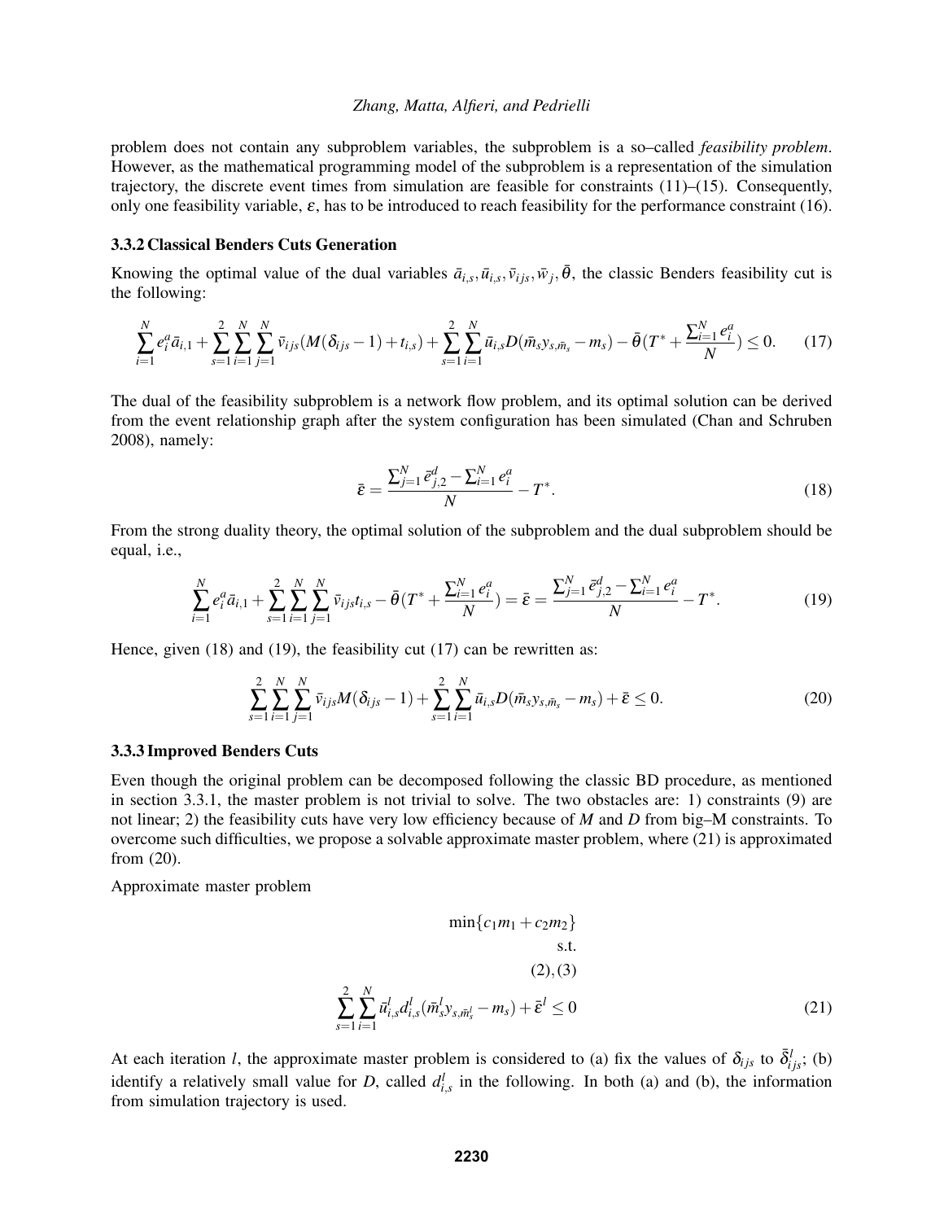problem does not contain any subproblem variables, the subproblem is a so–called *feasibility problem*. However, as the mathematical programming model of the subproblem is a representation of the simulation trajectory, the discrete event times from simulation are feasible for constraints (11)–(15). Consequently, only one feasibility variable, $\varepsilon$, has to be introduced to reach feasibility for the performance constraint (16).

### 3.3.2 Classical Benders Cuts Generation

Knowing the optimal value of the dual variables $\bar{a}_{i,s}, \bar{u}_{i,s}, \bar{v}_{ijs}, \bar{w}_j, \bar{\theta}$, the classic Benders feasibility cut is the following:

$$\sum_{i=1}^{N} e_i^a \bar{a}_{i,1} + \sum_{s=1}^{2}\sum_{i=1}^{N}\sum_{j=1}^{N} \bar{v}_{ijs}(M(\delta_{ijs}-1)+t_{i,s}) + \sum_{s=1}^{2}\sum_{i=1}^{N} \bar{u}_{i,s} D(\bar{m}_s y_{s,\bar{m}_s} - m_s) - \bar{\theta}\left(T^* + \frac{\sum_{i=1}^{N} e_i^a}{N}\right) \leq 0. \tag{17}$$

The dual of the feasibility subproblem is a network flow problem, and its optimal solution can be derived from the event relationship graph after the system configuration has been simulated (Chan and Schruben 2008), namely:

$$\bar{\varepsilon} = \frac{\sum_{j=1}^{N} \bar{e}_{j,2}^d - \sum_{i=1}^{N} e_i^a}{N} - T^*. \tag{18}$$

From the strong duality theory, the optimal solution of the subproblem and the dual subproblem should be equal, i.e.,

$$\sum_{i=1}^{N} e_i^a \bar{a}_{i,1} + \sum_{s=1}^{2}\sum_{i=1}^{N}\sum_{j=1}^{N} \bar{v}_{ijs} t_{i,s} - \bar{\theta}\left(T^* + \frac{\sum_{i=1}^{N} e_i^a}{N}\right) = \bar{\varepsilon} = \frac{\sum_{j=1}^{N} \bar{e}_{j,2}^d - \sum_{i=1}^{N} e_i^a}{N} - T^*. \tag{19}$$

Hence, given (18) and (19), the feasibility cut (17) can be rewritten as:

$$\sum_{s=1}^{2}\sum_{i=1}^{N}\sum_{j=1}^{N} \bar{v}_{ijs} M(\delta_{ijs}-1) + \sum_{s=1}^{2}\sum_{i=1}^{N} \bar{u}_{i,s} D(\bar{m}_s y_{s,\bar{m}_s} - m_s) + \bar{\varepsilon} \leq 0. \tag{20}$$

### 3.3.3 Improved Benders Cuts

Even though the original problem can be decomposed following the classic BD procedure, as mentioned in section 3.3.1, the master problem is not trivial to solve. The two obstacles are: 1) constraints (9) are not linear; 2) the feasibility cuts have very low efficiency because of $M$ and $D$ from big–M constraints. To overcome such difficulties, we propose a solvable approximate master problem, where (21) is approximated from (20).

Approximate master problem

$$\min\{c_1 m_1 + c_2 m_2\}$$
$$\text{s.t.}$$
$$(2), (3)$$
$$\sum_{s=1}^{2}\sum_{i=1}^{N} \bar{u}_{i,s}^l d_{i,s}^l (\bar{m}_s^l y_{s,\bar{m}_s^l} - m_s) + \bar{\varepsilon}^l \leq 0 \tag{21}$$

At each iteration $l$, the approximate master problem is considered to (a) fix the values of $\delta_{ijs}$ to $\bar{\delta}_{ijs}^l$; (b) identify a relatively small value for $D$, called $d_{i,s}^l$ in the following. In both (a) and (b), the information from simulation trajectory is used.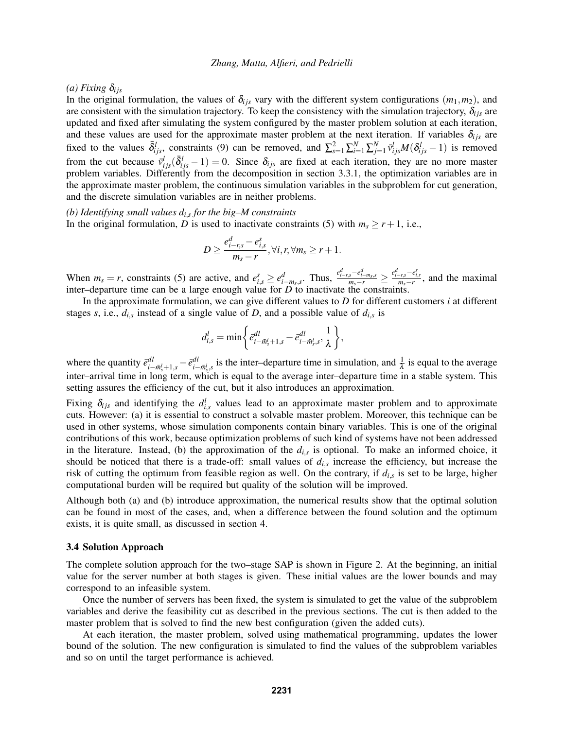*(a) Fixing $\delta_{ijs}$*

In the original formulation, the values of $\delta_{ijs}$ vary with the different system configurations $(m_1, m_2)$, and are consistent with the simulation trajectory. To keep the consistency with the simulation trajectory, $\delta_{ijs}$ are updated and fixed after simulating the system configured by the master problem solution at each iteration, and these values are used for the approximate master problem at the next iteration. If variables $\delta_{ijs}$ are fixed to the values $\bar{\delta}^l_{ijs}$, constraints (9) can be removed, and $\sum_{s=1}^{2}\sum_{i=1}^{N}\sum_{j=1}^{N}\bar{v}^l_{ijs}M(\delta^l_{ijs}-1)$ is removed from the cut because $\bar{v}^l_{ijs}(\bar{\delta}^l_{ijs}-1)=0$. Since $\delta_{ijs}$ are fixed at each iteration, they are no more master problem variables. Differently from the decomposition in section 3.3.1, the optimization variables are in the approximate master problem, the continuous simulation variables in the subproblem for cut generation, and the discrete simulation variables are in neither problems.

*(b) Identifying small values $d_{i,s}$ for the big–M constraints*

In the original formulation, $D$ is used to inactivate constraints (5) with $m_s \geq r+1$, i.e.,

$$D \geq \frac{e^d_{i-r,s} - e^s_{i,s}}{m_s - r}, \forall i, r, \forall m_s \geq r+1.$$

When $m_s = r$, constraints (5) are active, and $e^s_{i,s} \geq e^d_{i-m_s,s}$. Thus, $\frac{e^d_{i-r,s}-e^d_{i-m_s,s}}{m_s-r} \geq \frac{e^d_{i-r,s}-e^s_{i,s}}{m_s-r}$, and the maximal inter–departure time can be a large enough value for $D$ to inactivate the constraints.

In the approximate formulation, we can give different values to $D$ for different customers $i$ at different stages $s$, i.e., $d_{i,s}$ instead of a single value of $D$, and a possible value of $d_{i,s}$ is

$$d^l_{i,s} = \min\left\{\bar{e}^{dl}_{i-\bar{m}^l_s+1,s} - \bar{e}^{dl}_{i-\bar{m}^l_s,s}, \frac{1}{\lambda}\right\},$$

where the quantity $\bar{e}^{dl}_{i-\bar{m}^l_s+1,s} - \bar{e}^{dl}_{i-\bar{m}^l_s,s}$ is the inter–departure time in simulation, and $\frac{1}{\lambda}$ is equal to the average inter–arrival time in long term, which is equal to the average inter–departure time in a stable system. This setting assures the efficiency of the cut, but it also introduces an approximation.

Fixing $\delta_{ijs}$ and identifying the $d^l_{i,s}$ values lead to an approximate master problem and to approximate cuts. However: (a) it is essential to construct a solvable master problem. Moreover, this technique can be used in other systems, whose simulation components contain binary variables. This is one of the original contributions of this work, because optimization problems of such kind of systems have not been addressed in the literature. Instead, (b) the approximation of the $d_{i,s}$ is optional. To make an informed choice, it should be noticed that there is a trade-off: small values of $d_{i,s}$ increase the efficiency, but increase the risk of cutting the optimum from feasible region as well. On the contrary, if $d_{i,s}$ is set to be large, higher computational burden will be required but quality of the solution will be improved.

Although both (a) and (b) introduce approximation, the numerical results show that the optimal solution can be found in most of the cases, and, when a difference between the found solution and the optimum exists, it is quite small, as discussed in section 4.

### 3.4 Solution Approach

The complete solution approach for the two–stage SAP is shown in Figure 2. At the beginning, an initial value for the server number at both stages is given. These initial values are the lower bounds and may correspond to an infeasible system.

Once the number of servers has been fixed, the system is simulated to get the value of the subproblem variables and derive the feasibility cut as described in the previous sections. The cut is then added to the master problem that is solved to find the new best configuration (given the added cuts).

At each iteration, the master problem, solved using mathematical programming, updates the lower bound of the solution. The new configuration is simulated to find the values of the subproblem variables and so on until the target performance is achieved.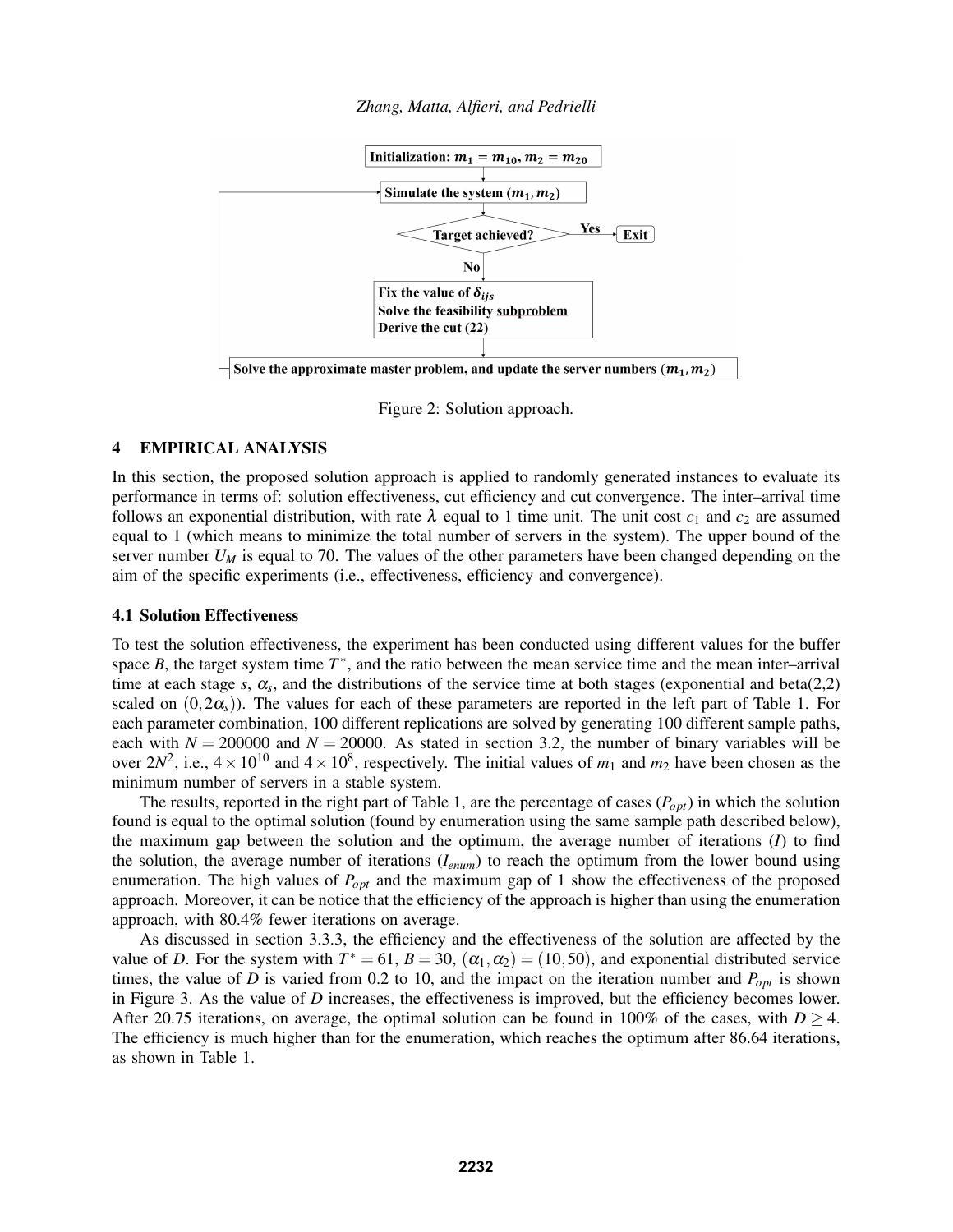Initialization: $m_1 = m_{10}, m_2 = m_{20}$

Simulate the system $(m_1, m_2)$

Target achieved?

Yes

Exit

No

Fix the value of $\delta_{ijs}$

Solve the feasibility subproblem

Derive the cut (22)

Solve the approximate master problem, and update the server numbers $(m_1, m_2)$

Figure 2: Solution approach.

## 4 EMPIRICAL ANALYSIS

In this section, the proposed solution approach is applied to randomly generated instances to evaluate its performance in terms of: solution effectiveness, cut efficiency and cut convergence. The inter–arrival time follows an exponential distribution, with rate $\lambda$ equal to 1 time unit. The unit cost $c_1$ and $c_2$ are assumed equal to 1 (which means to minimize the total number of servers in the system). The upper bound of the server number $U_M$ is equal to 70. The values of the other parameters have been changed depending on the aim of the specific experiments (i.e., effectiveness, efficiency and convergence).

### 4.1 Solution Effectiveness

To test the solution effectiveness, the experiment has been conducted using different values for the buffer space $B$, the target system time $T^*$, and the ratio between the mean service time and the mean inter–arrival time at each stage $s$, $\alpha_s$, and the distributions of the service time at both stages (exponential and beta(2,2) scaled on $(0, 2\alpha_s)$). The values for each of these parameters are reported in the left part of Table 1. For each parameter combination, 100 different replications are solved by generating 100 different sample paths, each with $N = 200000$ and $N = 20000$. As stated in section 3.2, the number of binary variables will be over $2N^2$, i.e., $4 \times 10^{10}$ and $4 \times 10^8$, respectively. The initial values of $m_1$ and $m_2$ have been chosen as the minimum number of servers in a stable system.

The results, reported in the right part of Table 1, are the percentage of cases ($P_{opt}$) in which the solution found is equal to the optimal solution (found by enumeration using the same sample path described below), the maximum gap between the solution and the optimum, the average number of iterations ($I$) to find the solution, the average number of iterations ($I_{enum}$) to reach the optimum from the lower bound using enumeration. The high values of $P_{opt}$ and the maximum gap of 1 show the effectiveness of the proposed approach. Moreover, it can be notice that the efficiency of the approach is higher than using the enumeration approach, with 80.4% fewer iterations on average.

As discussed in section 3.3.3, the efficiency and the effectiveness of the solution are affected by the value of $D$. For the system with $T^* = 61$, $B = 30$, $(\alpha_1, \alpha_2) = (10, 50)$, and exponential distributed service times, the value of $D$ is varied from 0.2 to 10, and the impact on the iteration number and $P_{opt}$ is shown in Figure 3. As the value of $D$ increases, the effectiveness is improved, but the efficiency becomes lower. After 20.75 iterations, on average, the optimal solution can be found in 100% of the cases, with $D \geq 4$. The efficiency is much higher than for the enumeration, which reaches the optimum after 86.64 iterations, as shown in Table 1.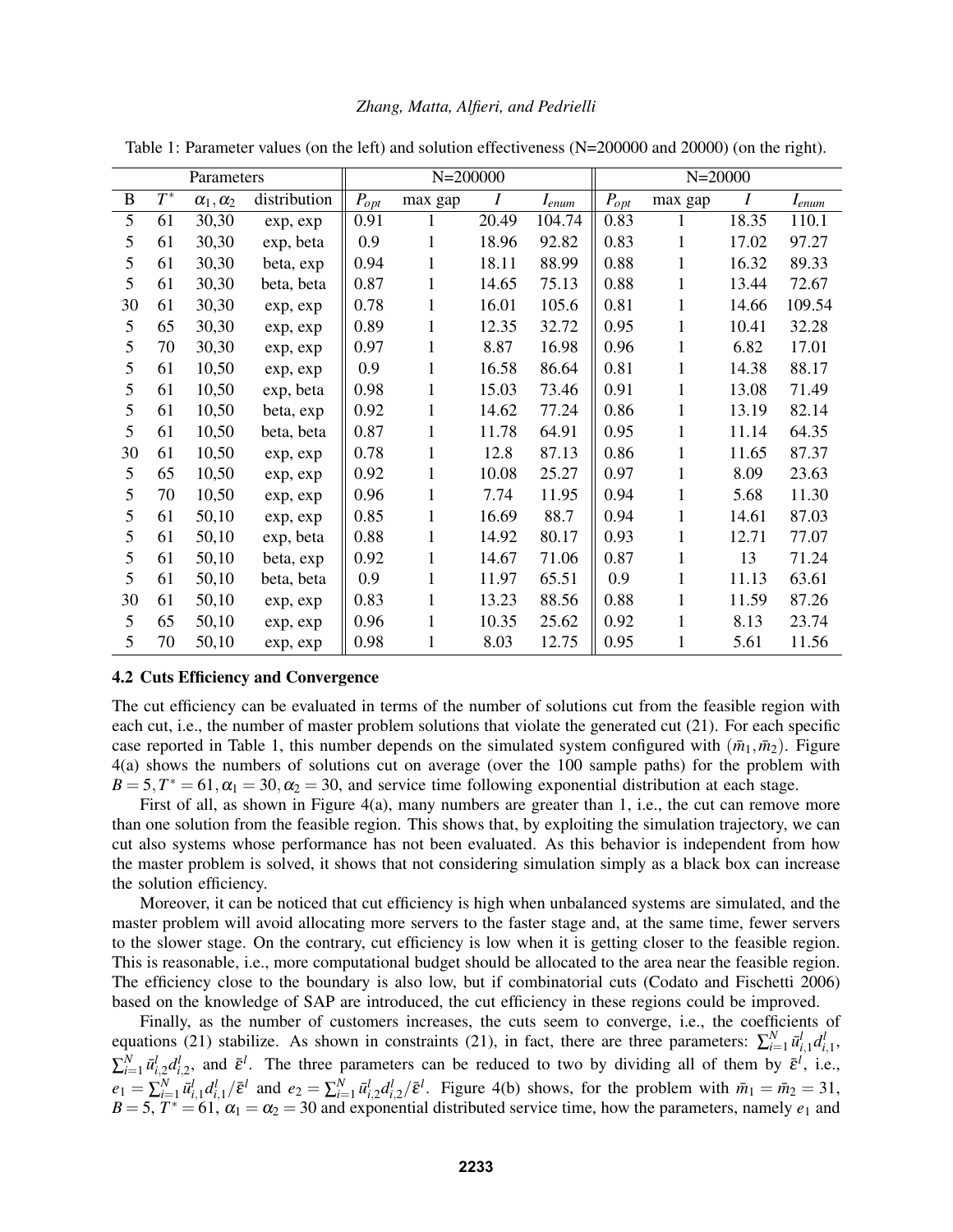Table 1: Parameter values (on the left) and solution effectiveness (N=200000 and 20000) (on the right).

| Parameters | | | | N=200000 | | | | N=20000 | | | |
|---|---|---|---|---|---|---|---|---|---|---|---|
| B | $T^*$ | $\alpha_1, \alpha_2$ | distribution | $P_{opt}$ | max gap | $I$ | $I_{enum}$ | $P_{opt}$ | max gap | $I$ | $I_{enum}$ |
| 5 | 61 | 30,30 | exp, exp | 0.91 | 1 | 20.49 | 104.74 | 0.83 | 1 | 18.35 | 110.1 |
| 5 | 61 | 30,30 | exp, beta | 0.9 | 1 | 18.96 | 92.82 | 0.83 | 1 | 17.02 | 97.27 |
| 5 | 61 | 30,30 | beta, exp | 0.94 | 1 | 18.11 | 88.99 | 0.88 | 1 | 16.32 | 89.33 |
| 5 | 61 | 30,30 | beta, beta | 0.87 | 1 | 14.65 | 75.13 | 0.88 | 1 | 13.44 | 72.67 |
| 30 | 61 | 30,30 | exp, exp | 0.78 | 1 | 16.01 | 105.6 | 0.81 | 1 | 14.66 | 109.54 |
| 5 | 65 | 30,30 | exp, exp | 0.89 | 1 | 12.35 | 32.72 | 0.95 | 1 | 10.41 | 32.28 |
| 5 | 70 | 30,30 | exp, exp | 0.97 | 1 | 8.87 | 16.98 | 0.96 | 1 | 6.82 | 17.01 |
| 5 | 61 | 10,50 | exp, exp | 0.9 | 1 | 16.58 | 86.64 | 0.81 | 1 | 14.38 | 88.17 |
| 5 | 61 | 10,50 | exp, beta | 0.98 | 1 | 15.03 | 73.46 | 0.91 | 1 | 13.08 | 71.49 |
| 5 | 61 | 10,50 | beta, exp | 0.92 | 1 | 14.62 | 77.24 | 0.86 | 1 | 13.19 | 82.14 |
| 5 | 61 | 10,50 | beta, beta | 0.87 | 1 | 11.78 | 64.91 | 0.95 | 1 | 11.14 | 64.35 |
| 30 | 61 | 10,50 | exp, exp | 0.78 | 1 | 12.8 | 87.13 | 0.86 | 1 | 11.65 | 87.37 |
| 5 | 65 | 10,50 | exp, exp | 0.92 | 1 | 10.08 | 25.27 | 0.97 | 1 | 8.09 | 23.63 |
| 5 | 70 | 10,50 | exp, exp | 0.96 | 1 | 7.74 | 11.95 | 0.94 | 1 | 5.68 | 11.30 |
| 5 | 61 | 50,10 | exp, exp | 0.85 | 1 | 16.69 | 88.7 | 0.94 | 1 | 14.61 | 87.03 |
| 5 | 61 | 50,10 | exp, beta | 0.88 | 1 | 14.92 | 80.17 | 0.93 | 1 | 12.71 | 77.07 |
| 5 | 61 | 50,10 | beta, exp | 0.92 | 1 | 14.67 | 71.06 | 0.87 | 1 | 13 | 71.24 |
| 5 | 61 | 50,10 | beta, beta | 0.9 | 1 | 11.97 | 65.51 | 0.9 | 1 | 11.13 | 63.61 |
| 30 | 61 | 50,10 | exp, exp | 0.83 | 1 | 13.23 | 88.56 | 0.88 | 1 | 11.59 | 87.26 |
| 5 | 65 | 50,10 | exp, exp | 0.96 | 1 | 10.35 | 25.62 | 0.92 | 1 | 8.13 | 23.74 |
| 5 | 70 | 50,10 | exp, exp | 0.98 | 1 | 8.03 | 12.75 | 0.95 | 1 | 5.61 | 11.56 |

### 4.2 Cuts Efficiency and Convergence

The cut efficiency can be evaluated in terms of the number of solutions cut from the feasible region with each cut, i.e., the number of master problem solutions that violate the generated cut (21). For each specific case reported in Table 1, this number depends on the simulated system configured with $(\bar{m}_1, \bar{m}_2)$. Figure 4(a) shows the numbers of solutions cut on average (over the 100 sample paths) for the problem with $B = 5, T^* = 61, \alpha_1 = 30, \alpha_2 = 30$, and service time following exponential distribution at each stage.

First of all, as shown in Figure 4(a), many numbers are greater than 1, i.e., the cut can remove more than one solution from the feasible region. This shows that, by exploiting the simulation trajectory, we can cut also systems whose performance has not been evaluated. As this behavior is independent from how the master problem is solved, it shows that not considering simulation simply as a black box can increase the solution efficiency.

Moreover, it can be noticed that cut efficiency is high when unbalanced systems are simulated, and the master problem will avoid allocating more servers to the faster stage and, at the same time, fewer servers to the slower stage. On the contrary, cut efficiency is low when it is getting closer to the feasible region. This is reasonable, i.e., more computational budget should be allocated to the area near the feasible region. The efficiency close to the boundary is also low, but if combinatorial cuts (Codato and Fischetti 2006) based on the knowledge of SAP are introduced, the cut efficiency in these regions could be improved.

Finally, as the number of customers increases, the cuts seem to converge, i.e., the coefficients of equations (21) stabilize. As shown in constraints (21), in fact, there are three parameters: $\sum_{i=1}^{N} \bar{u}_{i,1}^{l} d_{i,1}^{l}$, $\sum_{i=1}^{N} \bar{u}_{i,2}^{l} d_{i,2}^{l}$, and $\bar{\varepsilon}^{l}$. The three parameters can be reduced to two by dividing all of them by $\bar{\varepsilon}^{l}$, i.e., $e_1 = \sum_{i=1}^{N} \bar{u}_{i,1}^{l} d_{i,1}^{l} / \bar{\varepsilon}^{l}$ and $e_2 = \sum_{i=1}^{N} \bar{u}_{i,2}^{l} d_{i,2}^{l} / \bar{\varepsilon}^{l}$. Figure 4(b) shows, for the problem with $\bar{m}_1 = \bar{m}_2 = 31$, $B = 5$, $T^* = 61$, $\alpha_1 = \alpha_2 = 30$ and exponential distributed service time, how the parameters, namely $e_1$ and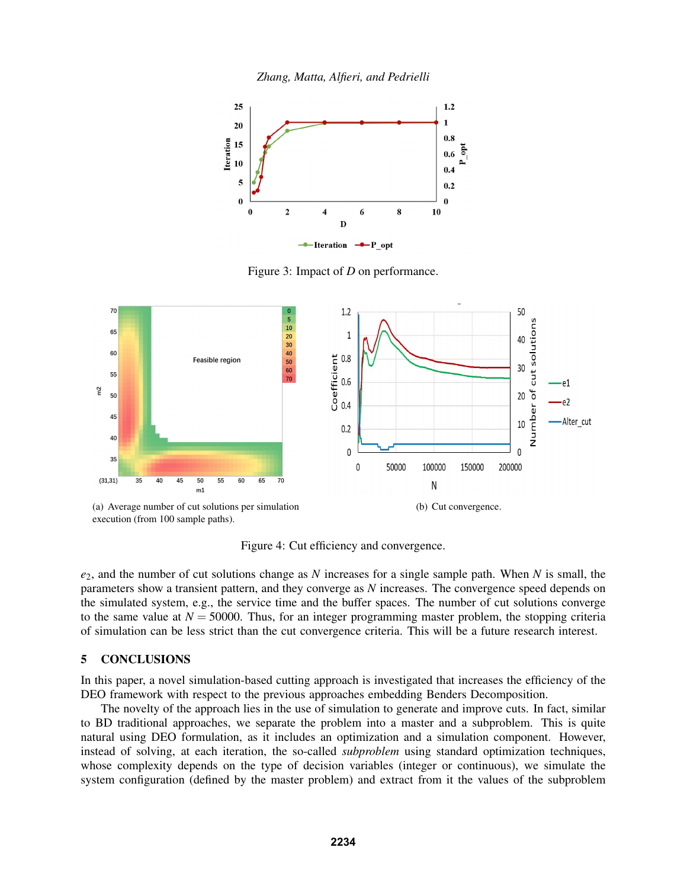25
20
15
10
5
0

Iteration

1.2
1
0.8
0.6
0.4
0.2
0

P_opt

0 2 4 6 8 10

D

Iteration P_opt

Figure 3: Impact of $D$ on performance.

70
65
60
55
50
45
40
35
(31,31)

m2

35 40 45 50 55 60 65 70

m1

Feasible region

0
5
10
20
30
40
50
60
70

(a) Average number of cut solutions per simulation execution (from 100 sample paths).

1.2
1
0.8
0.6
0.4
0.2
0

Coefficient

0 50000 100000 150000 200000

N

50
40
30
20
10
0

Number of cut solutions

e1
e2
Alter_cut

(b) Cut convergence.

Figure 4: Cut efficiency and convergence.

$e_2$, and the number of cut solutions change as $N$ increases for a single sample path. When $N$ is small, the parameters show a transient pattern, and they converge as $N$ increases. The convergence speed depends on the simulated system, e.g., the service time and the buffer spaces. The number of cut solutions converge to the same value at $N = 50000$. Thus, for an integer programming master problem, the stopping criteria of simulation can be less strict than the cut convergence criteria. This will be a future research interest.

## 5 CONCLUSIONS

In this paper, a novel simulation-based cutting approach is investigated that increases the efficiency of the DEO framework with respect to the previous approaches embedding Benders Decomposition.

The novelty of the approach lies in the use of simulation to generate and improve cuts. In fact, similar to BD traditional approaches, we separate the problem into a master and a subproblem. This is quite natural using DEO formulation, as it includes an optimization and a simulation component. However, instead of solving, at each iteration, the so-called *subproblem* using standard optimization techniques, whose complexity depends on the type of decision variables (integer or continuous), we simulate the system configuration (defined by the master problem) and extract from it the values of the subproblem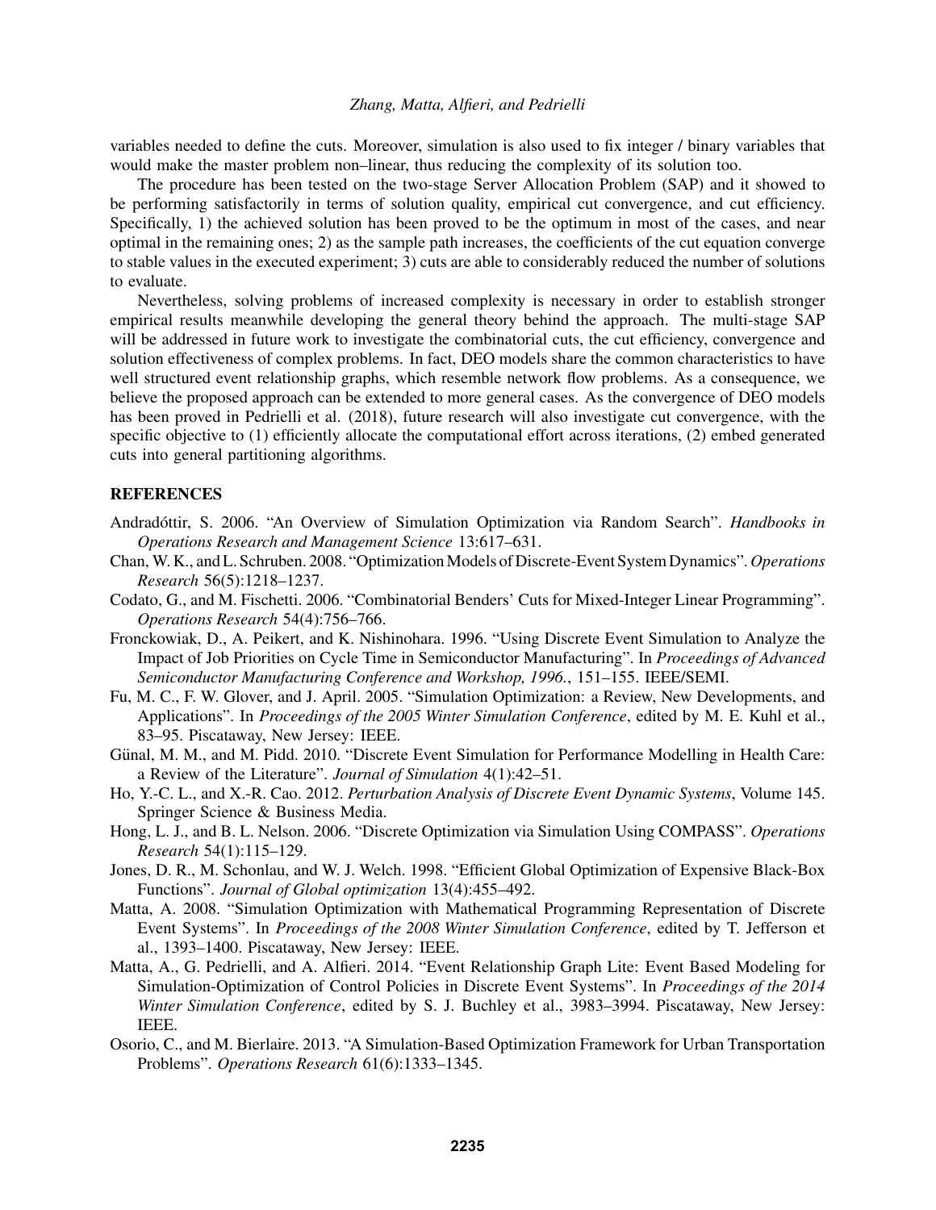variables needed to define the cuts. Moreover, simulation is also used to fix integer / binary variables that would make the master problem non–linear, thus reducing the complexity of its solution too.

The procedure has been tested on the two-stage Server Allocation Problem (SAP) and it showed to be performing satisfactorily in terms of solution quality, empirical cut convergence, and cut efficiency. Specifically, 1) the achieved solution has been proved to be the optimum in most of the cases, and near optimal in the remaining ones; 2) as the sample path increases, the coefficients of the cut equation converge to stable values in the executed experiment; 3) cuts are able to considerably reduced the number of solutions to evaluate.

Nevertheless, solving problems of increased complexity is necessary in order to establish stronger empirical results meanwhile developing the general theory behind the approach. The multi-stage SAP will be addressed in future work to investigate the combinatorial cuts, the cut efficiency, convergence and solution effectiveness of complex problems. In fact, DEO models share the common characteristics to have well structured event relationship graphs, which resemble network flow problems. As a consequence, we believe the proposed approach can be extended to more general cases. As the convergence of DEO models has been proved in Pedrielli et al. (2018), future research will also investigate cut convergence, with the specific objective to (1) efficiently allocate the computational effort across iterations, (2) embed generated cuts into general partitioning algorithms.

## REFERENCES

Andradóttir, S. 2006. "An Overview of Simulation Optimization via Random Search". *Handbooks in Operations Research and Management Science* 13:617–631.

Chan, W. K., and L. Schruben. 2008. "Optimization Models of Discrete-Event System Dynamics". *Operations Research* 56(5):1218–1237.

Codato, G., and M. Fischetti. 2006. "Combinatorial Benders' Cuts for Mixed-Integer Linear Programming". *Operations Research* 54(4):756–766.

Fronckowiak, D., A. Peikert, and K. Nishinohara. 1996. "Using Discrete Event Simulation to Analyze the Impact of Job Priorities on Cycle Time in Semiconductor Manufacturing". In *Proceedings of Advanced Semiconductor Manufacturing Conference and Workshop, 1996.*, 151–155. IEEE/SEMI.

Fu, M. C., F. W. Glover, and J. April. 2005. "Simulation Optimization: a Review, New Developments, and Applications". In *Proceedings of the 2005 Winter Simulation Conference*, edited by M. E. Kuhl et al., 83–95. Piscataway, New Jersey: IEEE.

Günal, M. M., and M. Pidd. 2010. "Discrete Event Simulation for Performance Modelling in Health Care: a Review of the Literature". *Journal of Simulation* 4(1):42–51.

Ho, Y.-C. L., and X.-R. Cao. 2012. *Perturbation Analysis of Discrete Event Dynamic Systems*, Volume 145. Springer Science & Business Media.

Hong, L. J., and B. L. Nelson. 2006. "Discrete Optimization via Simulation Using COMPASS". *Operations Research* 54(1):115–129.

Jones, D. R., M. Schonlau, and W. J. Welch. 1998. "Efficient Global Optimization of Expensive Black-Box Functions". *Journal of Global optimization* 13(4):455–492.

Matta, A. 2008. "Simulation Optimization with Mathematical Programming Representation of Discrete Event Systems". In *Proceedings of the 2008 Winter Simulation Conference*, edited by T. Jefferson et al., 1393–1400. Piscataway, New Jersey: IEEE.

Matta, A., G. Pedrielli, and A. Alfieri. 2014. "Event Relationship Graph Lite: Event Based Modeling for Simulation-Optimization of Control Policies in Discrete Event Systems". In *Proceedings of the 2014 Winter Simulation Conference*, edited by S. J. Buchley et al., 3983–3994. Piscataway, New Jersey: IEEE.

Osorio, C., and M. Bierlaire. 2013. "A Simulation-Based Optimization Framework for Urban Transportation Problems". *Operations Research* 61(6):1333–1345.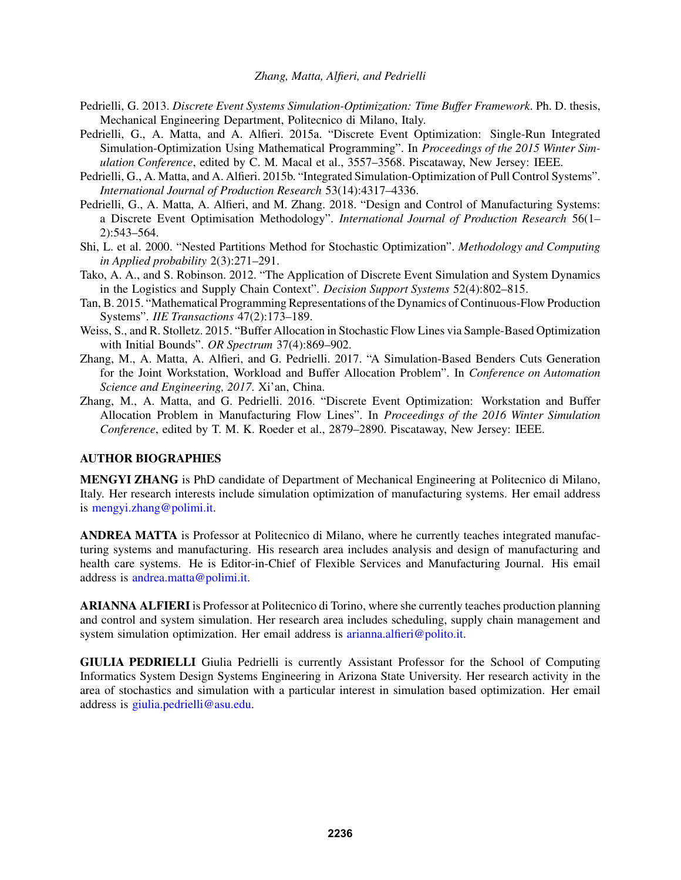Pedrielli, G. 2013. *Discrete Event Systems Simulation-Optimization: Time Buffer Framework*. Ph. D. thesis, Mechanical Engineering Department, Politecnico di Milano, Italy.

Pedrielli, G., A. Matta, and A. Alfieri. 2015a. "Discrete Event Optimization: Single-Run Integrated Simulation-Optimization Using Mathematical Programming". In *Proceedings of the 2015 Winter Simulation Conference*, edited by C. M. Macal et al., 3557–3568. Piscataway, New Jersey: IEEE.

Pedrielli, G., A. Matta, and A. Alfieri. 2015b. "Integrated Simulation-Optimization of Pull Control Systems". *International Journal of Production Research* 53(14):4317–4336.

Pedrielli, G., A. Matta, A. Alfieri, and M. Zhang. 2018. "Design and Control of Manufacturing Systems: a Discrete Event Optimisation Methodology". *International Journal of Production Research* 56(1–2):543–564.

Shi, L. et al. 2000. "Nested Partitions Method for Stochastic Optimization". *Methodology and Computing in Applied probability* 2(3):271–291.

Tako, A. A., and S. Robinson. 2012. "The Application of Discrete Event Simulation and System Dynamics in the Logistics and Supply Chain Context". *Decision Support Systems* 52(4):802–815.

Tan, B. 2015. "Mathematical Programming Representations of the Dynamics of Continuous-Flow Production Systems". *IIE Transactions* 47(2):173–189.

Weiss, S., and R. Stolletz. 2015. "Buffer Allocation in Stochastic Flow Lines via Sample-Based Optimization with Initial Bounds". *OR Spectrum* 37(4):869–902.

Zhang, M., A. Matta, A. Alfieri, and G. Pedrielli. 2017. "A Simulation-Based Benders Cuts Generation for the Joint Workstation, Workload and Buffer Allocation Problem". In *Conference on Automation Science and Engineering, 2017*. Xi'an, China.

Zhang, M., A. Matta, and G. Pedrielli. 2016. "Discrete Event Optimization: Workstation and Buffer Allocation Problem in Manufacturing Flow Lines". In *Proceedings of the 2016 Winter Simulation Conference*, edited by T. M. K. Roeder et al., 2879–2890. Piscataway, New Jersey: IEEE.

## AUTHOR BIOGRAPHIES

**MENGYI ZHANG** is PhD candidate of Department of Mechanical Engineering at Politecnico di Milano, Italy. Her research interests include simulation optimization of manufacturing systems. Her email address is mengyi.zhang@polimi.it.

**ANDREA MATTA** is Professor at Politecnico di Milano, where he currently teaches integrated manufacturing systems and manufacturing. His research area includes analysis and design of manufacturing and health care systems. He is Editor-in-Chief of Flexible Services and Manufacturing Journal. His email address is andrea.matta@polimi.it.

**ARIANNA ALFIERI** is Professor at Politecnico di Torino, where she currently teaches production planning and control and system simulation. Her research area includes scheduling, supply chain management and system simulation optimization. Her email address is arianna.alfieri@polito.it.

**GIULIA PEDRIELLI** Giulia Pedrielli is currently Assistant Professor for the School of Computing Informatics System Design Systems Engineering in Arizona State University. Her research activity in the area of stochastics and simulation with a particular interest in simulation based optimization. Her email address is giulia.pedrielli@asu.edu.